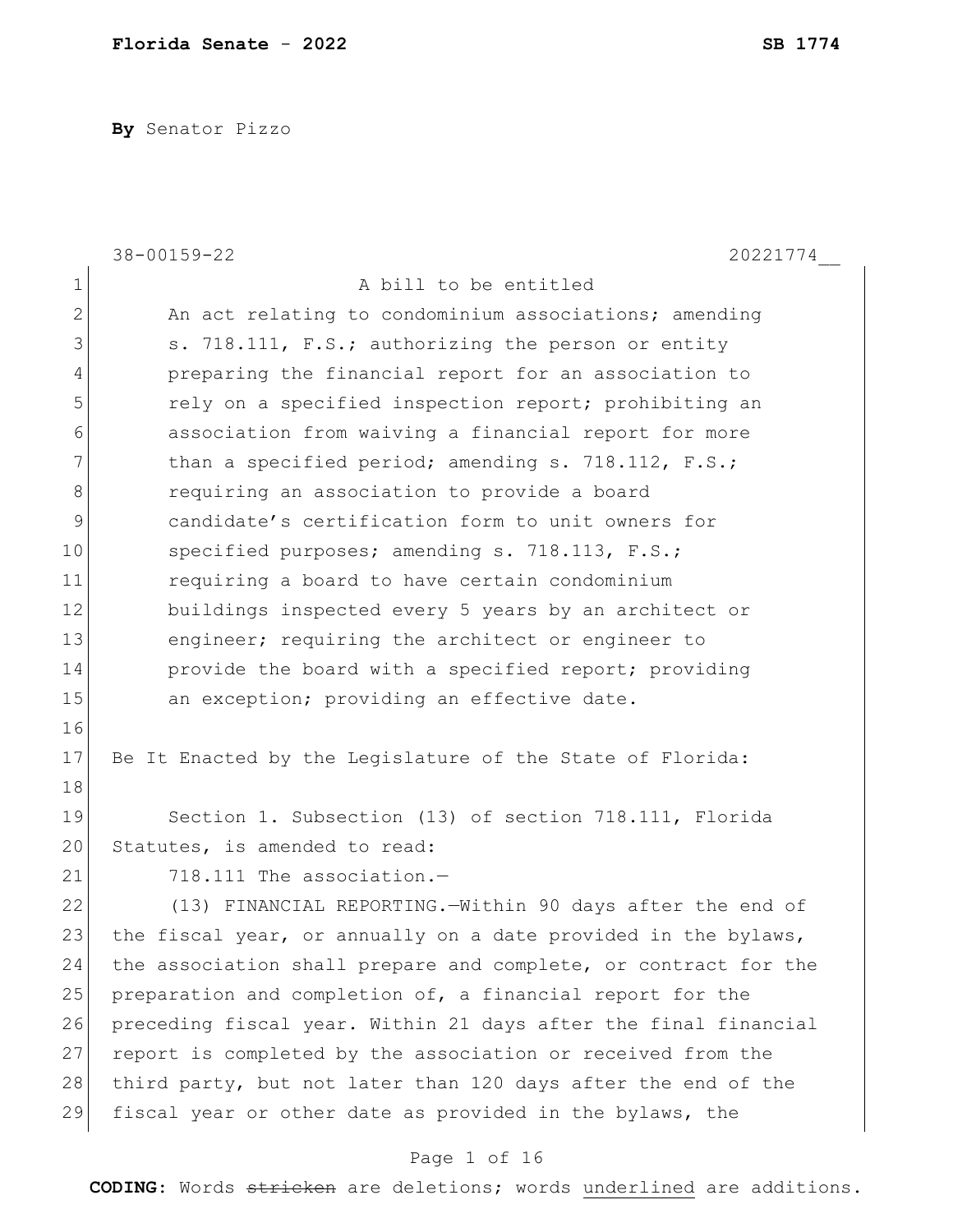**By** Senator Pizzo

38-00159-22 20221774__

A bill to be entitled

An act relating to condominium associations; amending s. 718.111, F.S.; authorizing the person or entity preparing the financial report for an association to rely on a specified inspection report; prohibiting an association from waiving a financial report for more than a specified period; amending s. 718.112, F.S.; requiring an association to provide a board candidate's certification form to unit owners for specified purposes; amending s. 718.113, F.S.; requiring a board to have certain condominium buildings inspected every 5 years by an architect or engineer; requiring the architect or engineer to provide the board with a specified report; providing an exception; providing an effective date.

Be It Enacted by the Legislature of the State of Florida:

Section 1. Subsection (13) of section 718.111, Florida Statutes, is amended to read:

718.111 The association.—

(13) FINANCIAL REPORTING.—Within 90 days after the end of the fiscal year, or annually on a date provided in the bylaws, the association shall prepare and complete, or contract for the preparation and completion of, a financial report for the preceding fiscal year. Within 21 days after the final financial report is completed by the association or received from the third party, but not later than 120 days after the end of the fiscal year or other date as provided in the bylaws, the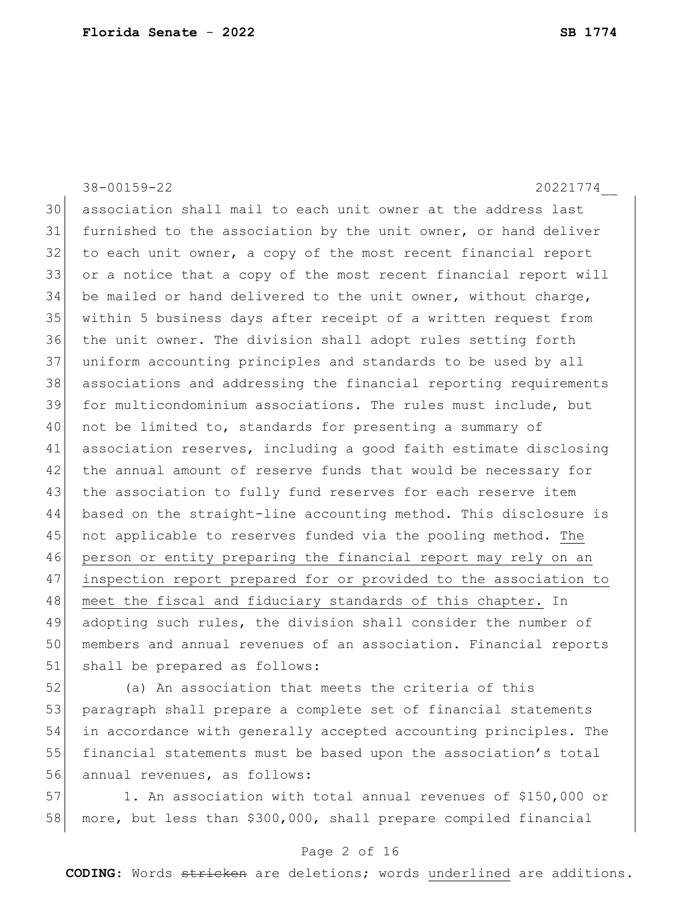association shall mail to each unit owner at the address last furnished to the association by the unit owner, or hand deliver to each unit owner, a copy of the most recent financial report or a notice that a copy of the most recent financial report will be mailed or hand delivered to the unit owner, without charge, within 5 business days after receipt of a written request from the unit owner. The division shall adopt rules setting forth uniform accounting principles and standards to be used by all associations and addressing the financial reporting requirements for multicondominium associations. The rules must include, but not be limited to, standards for presenting a summary of association reserves, including a good faith estimate disclosing the annual amount of reserve funds that would be necessary for the association to fully fund reserves for each reserve item based on the straight-line accounting method. This disclosure is not applicable to reserves funded via the pooling method. <u>The person or entity preparing the financial report may rely on an inspection report prepared for or provided to the association to meet the fiscal and fiduciary standards of this chapter.</u> In adopting such rules, the division shall consider the number of members and annual revenues of an association. Financial reports shall be prepared as follows:

(a) An association that meets the criteria of this paragraph shall prepare a complete set of financial statements in accordance with generally accepted accounting principles. The financial statements must be based upon the association's total annual revenues, as follows:

1. An association with total annual revenues of $150,000 or more, but less than $300,000, shall prepare compiled financial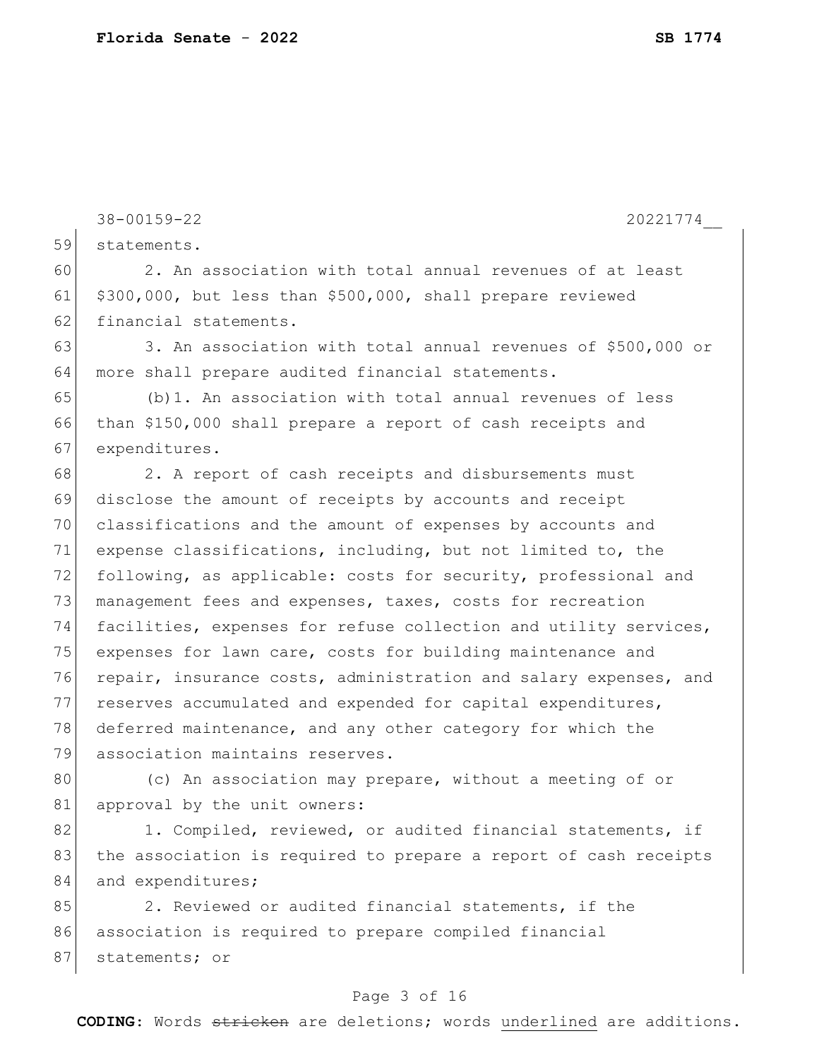statements.

2. An association with total annual revenues of at least $300,000, but less than $500,000, shall prepare reviewed financial statements.

3. An association with total annual revenues of $500,000 or more shall prepare audited financial statements.

(b)1. An association with total annual revenues of less than $150,000 shall prepare a report of cash receipts and expenditures.

2. A report of cash receipts and disbursements must disclose the amount of receipts by accounts and receipt classifications and the amount of expenses by accounts and expense classifications, including, but not limited to, the following, as applicable: costs for security, professional and management fees and expenses, taxes, costs for recreation facilities, expenses for refuse collection and utility services, expenses for lawn care, costs for building maintenance and repair, insurance costs, administration and salary expenses, and reserves accumulated and expended for capital expenditures, deferred maintenance, and any other category for which the association maintains reserves.

(c) An association may prepare, without a meeting of or approval by the unit owners:

1. Compiled, reviewed, or audited financial statements, if the association is required to prepare a report of cash receipts and expenditures;

2. Reviewed or audited financial statements, if the association is required to prepare compiled financial statements; or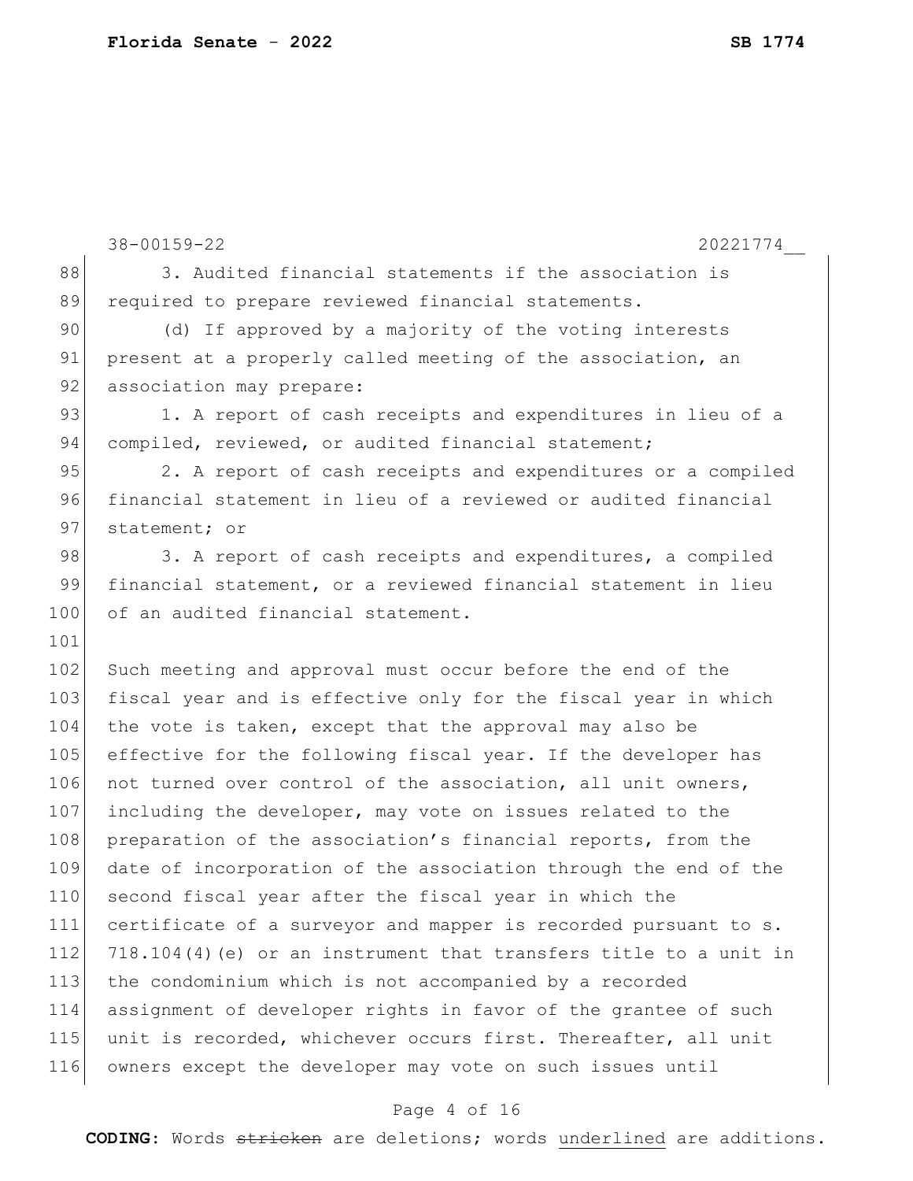3. Audited financial statements if the association is required to prepare reviewed financial statements.

(d) If approved by a majority of the voting interests present at a properly called meeting of the association, an association may prepare:

1. A report of cash receipts and expenditures in lieu of a compiled, reviewed, or audited financial statement;

2. A report of cash receipts and expenditures or a compiled financial statement in lieu of a reviewed or audited financial statement; or

3. A report of cash receipts and expenditures, a compiled financial statement, or a reviewed financial statement in lieu of an audited financial statement.

Such meeting and approval must occur before the end of the fiscal year and is effective only for the fiscal year in which the vote is taken, except that the approval may also be effective for the following fiscal year. If the developer has not turned over control of the association, all unit owners, including the developer, may vote on issues related to the preparation of the association's financial reports, from the date of incorporation of the association through the end of the second fiscal year after the fiscal year in which the certificate of a surveyor and mapper is recorded pursuant to s. 718.104(4)(e) or an instrument that transfers title to a unit in the condominium which is not accompanied by a recorded assignment of developer rights in favor of the grantee of such unit is recorded, whichever occurs first. Thereafter, all unit owners except the developer may vote on such issues until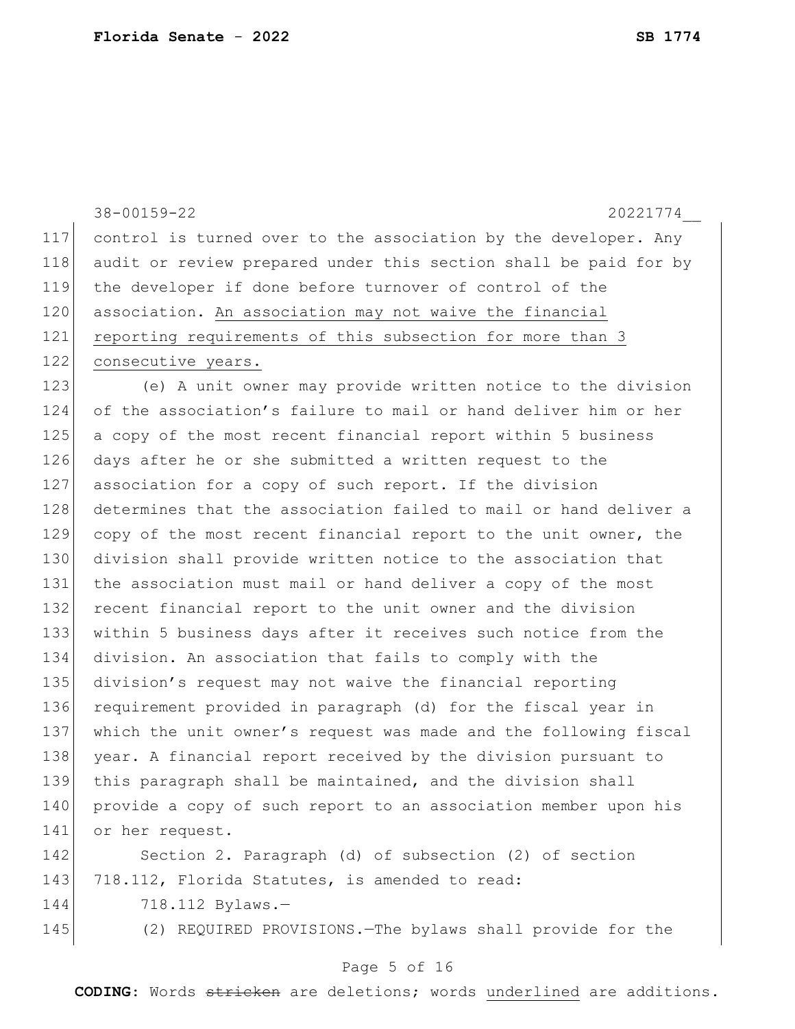control is turned over to the association by the developer. Any audit or review prepared under this section shall be paid for by the developer if done before turnover of control of the association. <u>An association may not waive the financial reporting requirements of this subsection for more than 3 consecutive years.</u>

(e) A unit owner may provide written notice to the division of the association's failure to mail or hand deliver him or her a copy of the most recent financial report within 5 business days after he or she submitted a written request to the association for a copy of such report. If the division determines that the association failed to mail or hand deliver a copy of the most recent financial report to the unit owner, the division shall provide written notice to the association that the association must mail or hand deliver a copy of the most recent financial report to the unit owner and the division within 5 business days after it receives such notice from the division. An association that fails to comply with the division's request may not waive the financial reporting requirement provided in paragraph (d) for the fiscal year in which the unit owner's request was made and the following fiscal year. A financial report received by the division pursuant to this paragraph shall be maintained, and the division shall provide a copy of such report to an association member upon his or her request.

Section 2. Paragraph (d) of subsection (2) of section 718.112, Florida Statutes, is amended to read:

718.112 Bylaws.—

(2) REQUIRED PROVISIONS.—The bylaws shall provide for the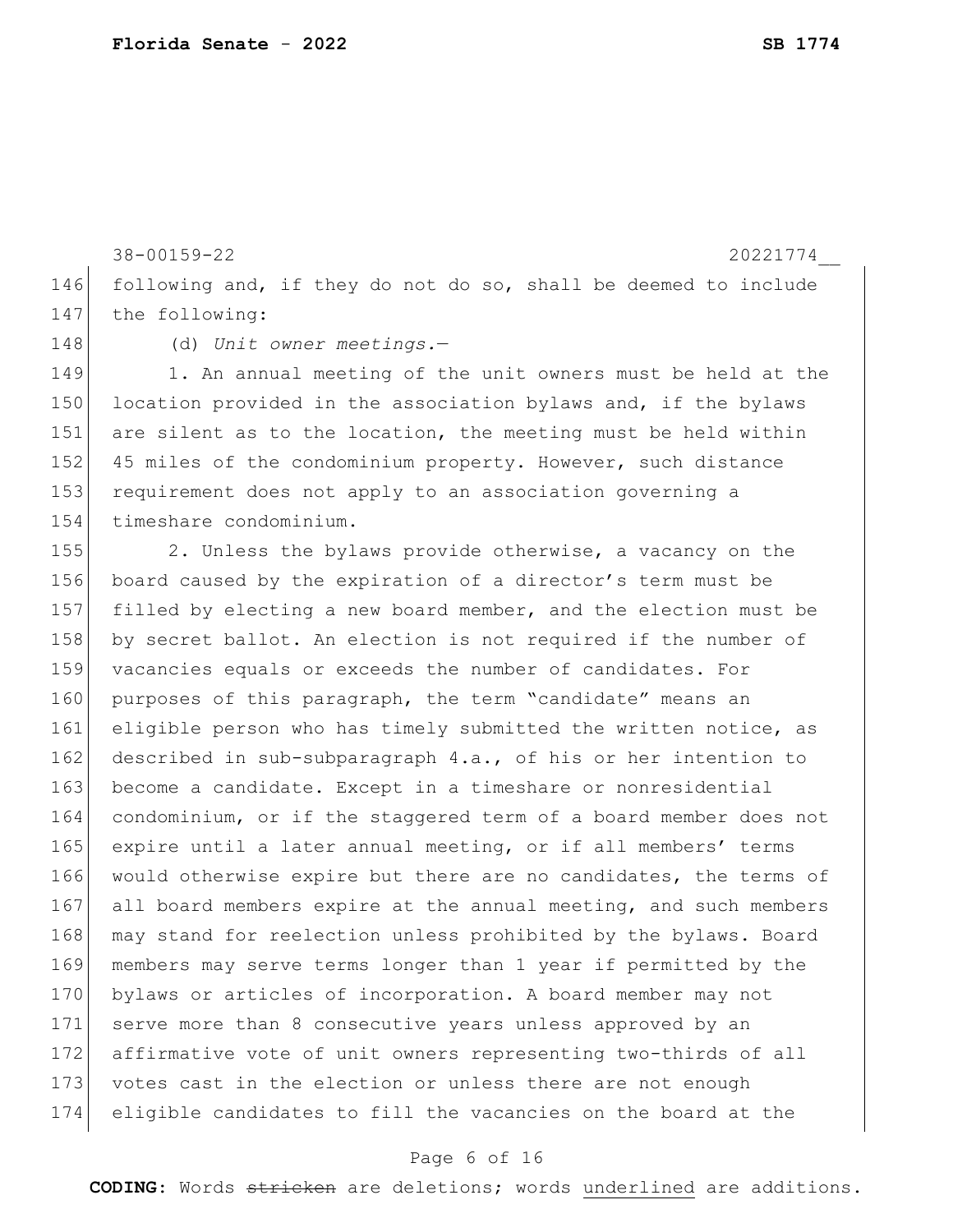following and, if they do not do so, shall be deemed to include the following:

(d) *Unit owner meetings.*—

1. An annual meeting of the unit owners must be held at the location provided in the association bylaws and, if the bylaws are silent as to the location, the meeting must be held within 45 miles of the condominium property. However, such distance requirement does not apply to an association governing a timeshare condominium.

2. Unless the bylaws provide otherwise, a vacancy on the board caused by the expiration of a director's term must be filled by electing a new board member, and the election must be by secret ballot. An election is not required if the number of vacancies equals or exceeds the number of candidates. For purposes of this paragraph, the term "candidate" means an eligible person who has timely submitted the written notice, as described in sub-subparagraph 4.a., of his or her intention to become a candidate. Except in a timeshare or nonresidential condominium, or if the staggered term of a board member does not expire until a later annual meeting, or if all members' terms would otherwise expire but there are no candidates, the terms of all board members expire at the annual meeting, and such members may stand for reelection unless prohibited by the bylaws. Board members may serve terms longer than 1 year if permitted by the bylaws or articles of incorporation. A board member may not serve more than 8 consecutive years unless approved by an affirmative vote of unit owners representing two-thirds of all votes cast in the election or unless there are not enough eligible candidates to fill the vacancies on the board at the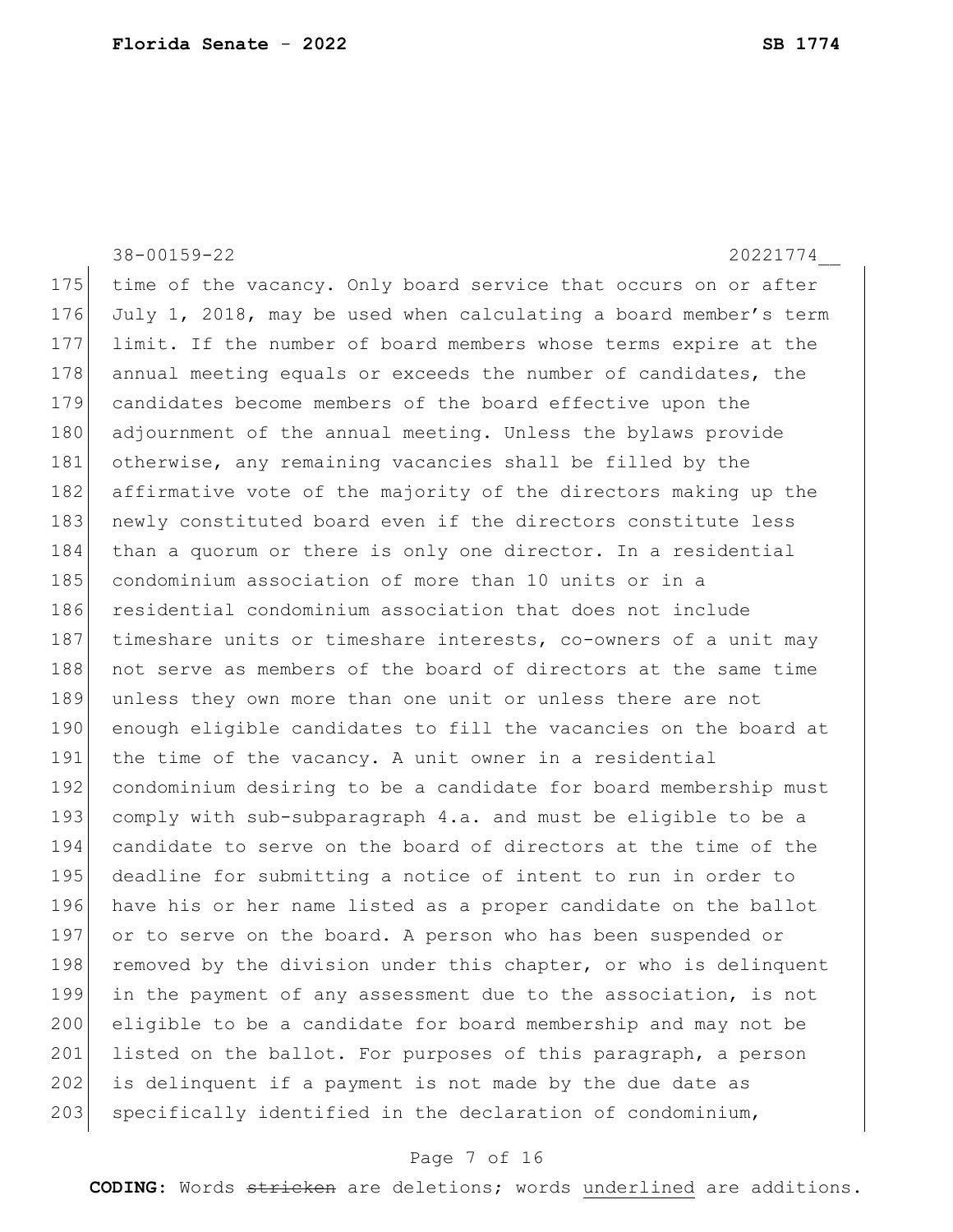time of the vacancy. Only board service that occurs on or after July 1, 2018, may be used when calculating a board member's term limit. If the number of board members whose terms expire at the annual meeting equals or exceeds the number of candidates, the candidates become members of the board effective upon the adjournment of the annual meeting. Unless the bylaws provide otherwise, any remaining vacancies shall be filled by the affirmative vote of the majority of the directors making up the newly constituted board even if the directors constitute less than a quorum or there is only one director. In a residential condominium association of more than 10 units or in a residential condominium association that does not include timeshare units or timeshare interests, co-owners of a unit may not serve as members of the board of directors at the same time unless they own more than one unit or unless there are not enough eligible candidates to fill the vacancies on the board at the time of the vacancy. A unit owner in a residential condominium desiring to be a candidate for board membership must comply with sub-subparagraph 4.a. and must be eligible to be a candidate to serve on the board of directors at the time of the deadline for submitting a notice of intent to run in order to have his or her name listed as a proper candidate on the ballot or to serve on the board. A person who has been suspended or removed by the division under this chapter, or who is delinquent in the payment of any assessment due to the association, is not eligible to be a candidate for board membership and may not be listed on the ballot. For purposes of this paragraph, a person is delinquent if a payment is not made by the due date as specifically identified in the declaration of condominium,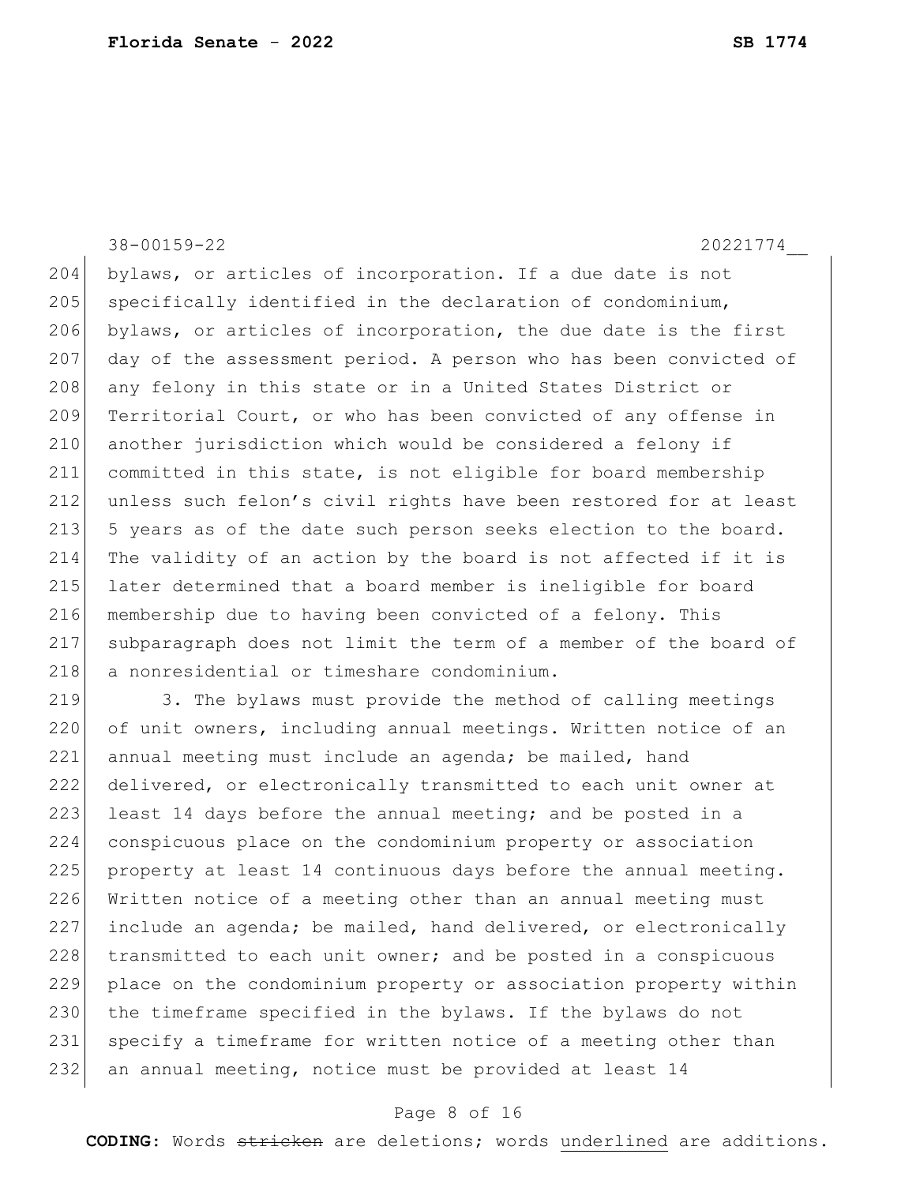bylaws, or articles of incorporation. If a due date is not specifically identified in the declaration of condominium, bylaws, or articles of incorporation, the due date is the first day of the assessment period. A person who has been convicted of any felony in this state or in a United States District or Territorial Court, or who has been convicted of any offense in another jurisdiction which would be considered a felony if committed in this state, is not eligible for board membership unless such felon's civil rights have been restored for at least 5 years as of the date such person seeks election to the board. The validity of an action by the board is not affected if it is later determined that a board member is ineligible for board membership due to having been convicted of a felony. This subparagraph does not limit the term of a member of the board of a nonresidential or timeshare condominium.

3. The bylaws must provide the method of calling meetings of unit owners, including annual meetings. Written notice of an annual meeting must include an agenda; be mailed, hand delivered, or electronically transmitted to each unit owner at least 14 days before the annual meeting; and be posted in a conspicuous place on the condominium property or association property at least 14 continuous days before the annual meeting. Written notice of a meeting other than an annual meeting must include an agenda; be mailed, hand delivered, or electronically transmitted to each unit owner; and be posted in a conspicuous place on the condominium property or association property within the timeframe specified in the bylaws. If the bylaws do not specify a timeframe for written notice of a meeting other than an annual meeting, notice must be provided at least 14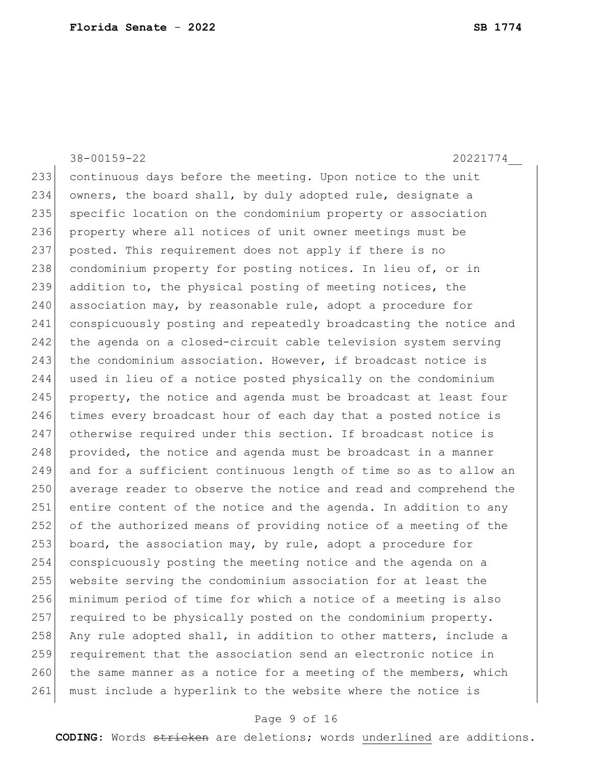continuous days before the meeting. Upon notice to the unit owners, the board shall, by duly adopted rule, designate a specific location on the condominium property or association property where all notices of unit owner meetings must be posted. This requirement does not apply if there is no condominium property for posting notices. In lieu of, or in addition to, the physical posting of meeting notices, the association may, by reasonable rule, adopt a procedure for conspicuously posting and repeatedly broadcasting the notice and the agenda on a closed-circuit cable television system serving the condominium association. However, if broadcast notice is used in lieu of a notice posted physically on the condominium property, the notice and agenda must be broadcast at least four times every broadcast hour of each day that a posted notice is otherwise required under this section. If broadcast notice is provided, the notice and agenda must be broadcast in a manner and for a sufficient continuous length of time so as to allow an average reader to observe the notice and read and comprehend the entire content of the notice and the agenda. In addition to any of the authorized means of providing notice of a meeting of the board, the association may, by rule, adopt a procedure for conspicuously posting the meeting notice and the agenda on a website serving the condominium association for at least the minimum period of time for which a notice of a meeting is also required to be physically posted on the condominium property. Any rule adopted shall, in addition to other matters, include a requirement that the association send an electronic notice in the same manner as a notice for a meeting of the members, which must include a hyperlink to the website where the notice is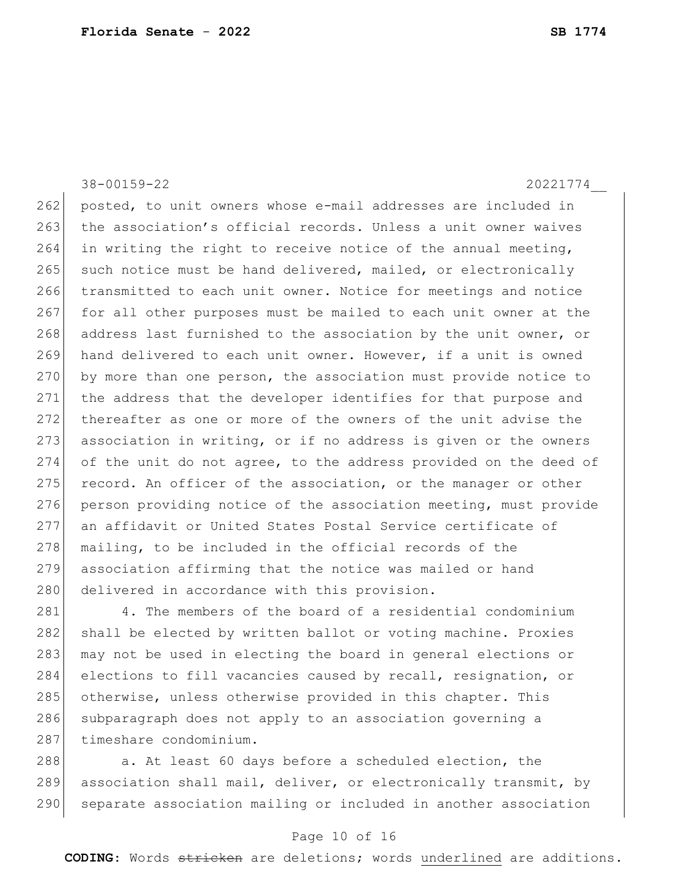posted, to unit owners whose e-mail addresses are included in the association's official records. Unless a unit owner waives in writing the right to receive notice of the annual meeting, such notice must be hand delivered, mailed, or electronically transmitted to each unit owner. Notice for meetings and notice for all other purposes must be mailed to each unit owner at the address last furnished to the association by the unit owner, or hand delivered to each unit owner. However, if a unit is owned by more than one person, the association must provide notice to the address that the developer identifies for that purpose and thereafter as one or more of the owners of the unit advise the association in writing, or if no address is given or the owners of the unit do not agree, to the address provided on the deed of record. An officer of the association, or the manager or other person providing notice of the association meeting, must provide an affidavit or United States Postal Service certificate of mailing, to be included in the official records of the association affirming that the notice was mailed or hand delivered in accordance with this provision.

4. The members of the board of a residential condominium shall be elected by written ballot or voting machine. Proxies may not be used in electing the board in general elections or elections to fill vacancies caused by recall, resignation, or otherwise, unless otherwise provided in this chapter. This subparagraph does not apply to an association governing a timeshare condominium.

a. At least 60 days before a scheduled election, the association shall mail, deliver, or electronically transmit, by separate association mailing or included in another association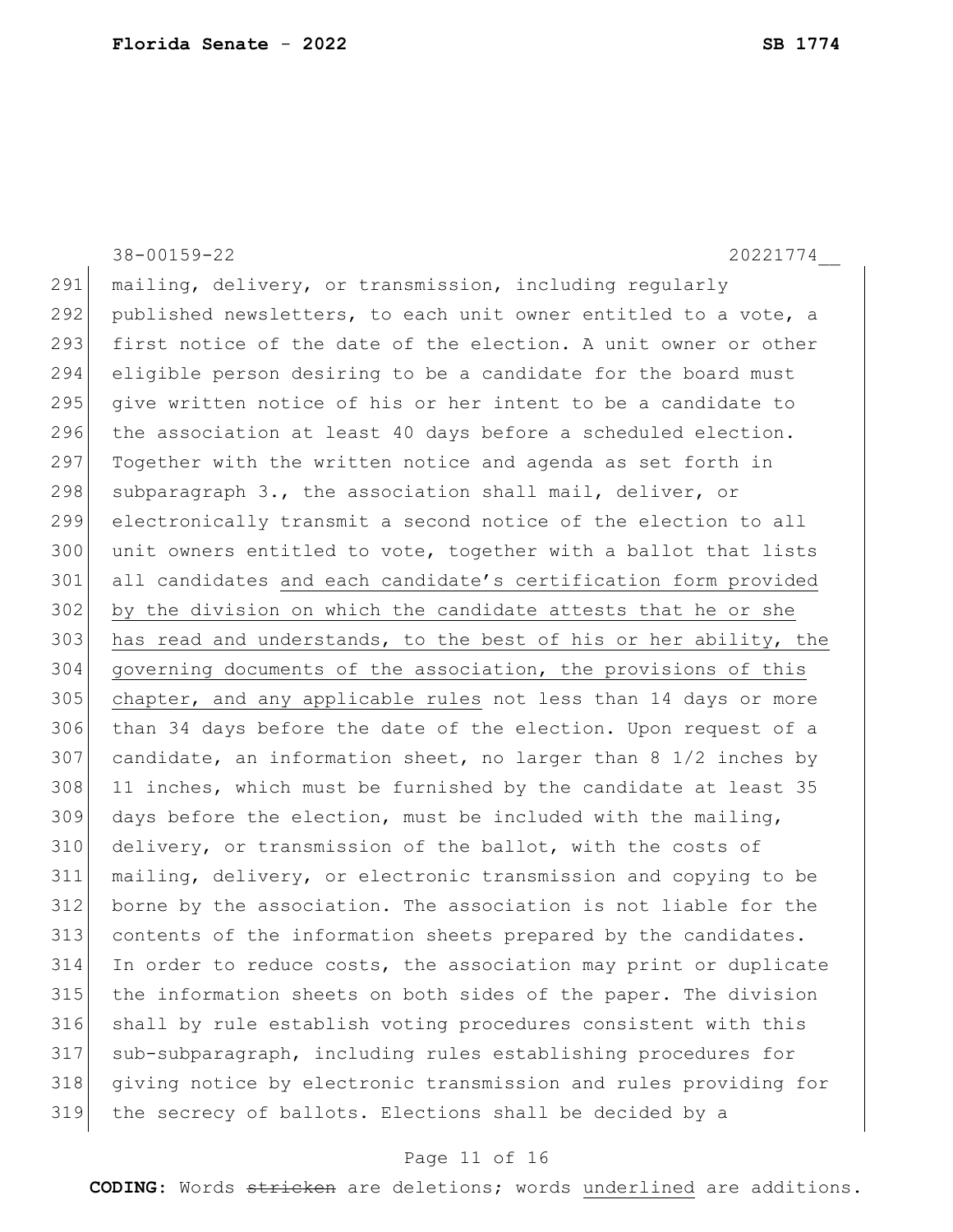mailing, delivery, or transmission, including regularly published newsletters, to each unit owner entitled to a vote, a first notice of the date of the election. A unit owner or other eligible person desiring to be a candidate for the board must give written notice of his or her intent to be a candidate to the association at least 40 days before a scheduled election. Together with the written notice and agenda as set forth in subparagraph 3., the association shall mail, deliver, or electronically transmit a second notice of the election to all unit owners entitled to vote, together with a ballot that lists all candidates <u>and each candidate's certification form provided by the division on which the candidate attests that he or she has read and understands, to the best of his or her ability, the governing documents of the association, the provisions of this chapter, and any applicable rules</u> not less than 14 days or more than 34 days before the date of the election. Upon request of a candidate, an information sheet, no larger than 8 1/2 inches by 11 inches, which must be furnished by the candidate at least 35 days before the election, must be included with the mailing, delivery, or transmission of the ballot, with the costs of mailing, delivery, or electronic transmission and copying to be borne by the association. The association is not liable for the contents of the information sheets prepared by the candidates. In order to reduce costs, the association may print or duplicate the information sheets on both sides of the paper. The division shall by rule establish voting procedures consistent with this sub-subparagraph, including rules establishing procedures for giving notice by electronic transmission and rules providing for the secrecy of ballots. Elections shall be decided by a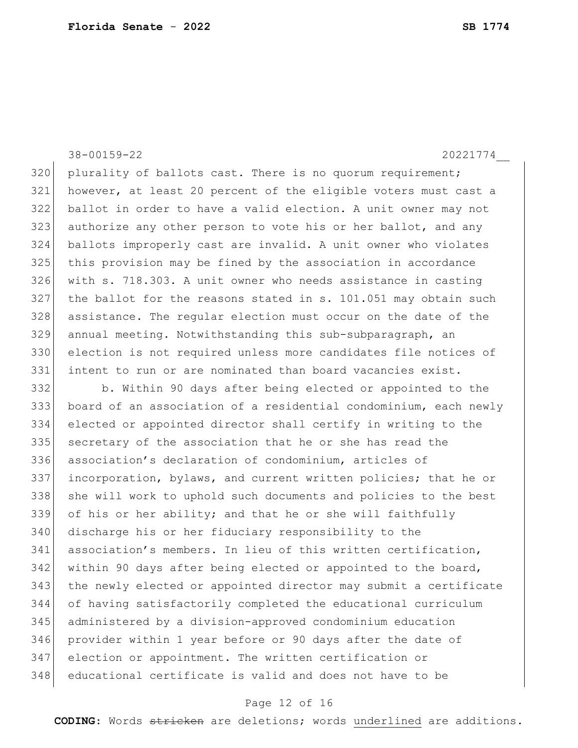plurality of ballots cast. There is no quorum requirement; however, at least 20 percent of the eligible voters must cast a ballot in order to have a valid election. A unit owner may not authorize any other person to vote his or her ballot, and any ballots improperly cast are invalid. A unit owner who violates this provision may be fined by the association in accordance with s. 718.303. A unit owner who needs assistance in casting the ballot for the reasons stated in s. 101.051 may obtain such assistance. The regular election must occur on the date of the annual meeting. Notwithstanding this sub-subparagraph, an election is not required unless more candidates file notices of intent to run or are nominated than board vacancies exist.

b. Within 90 days after being elected or appointed to the board of an association of a residential condominium, each newly elected or appointed director shall certify in writing to the secretary of the association that he or she has read the association's declaration of condominium, articles of incorporation, bylaws, and current written policies; that he or she will work to uphold such documents and policies to the best of his or her ability; and that he or she will faithfully discharge his or her fiduciary responsibility to the association's members. In lieu of this written certification, within 90 days after being elected or appointed to the board, the newly elected or appointed director may submit a certificate of having satisfactorily completed the educational curriculum administered by a division-approved condominium education provider within 1 year before or 90 days after the date of election or appointment. The written certification or educational certificate is valid and does not have to be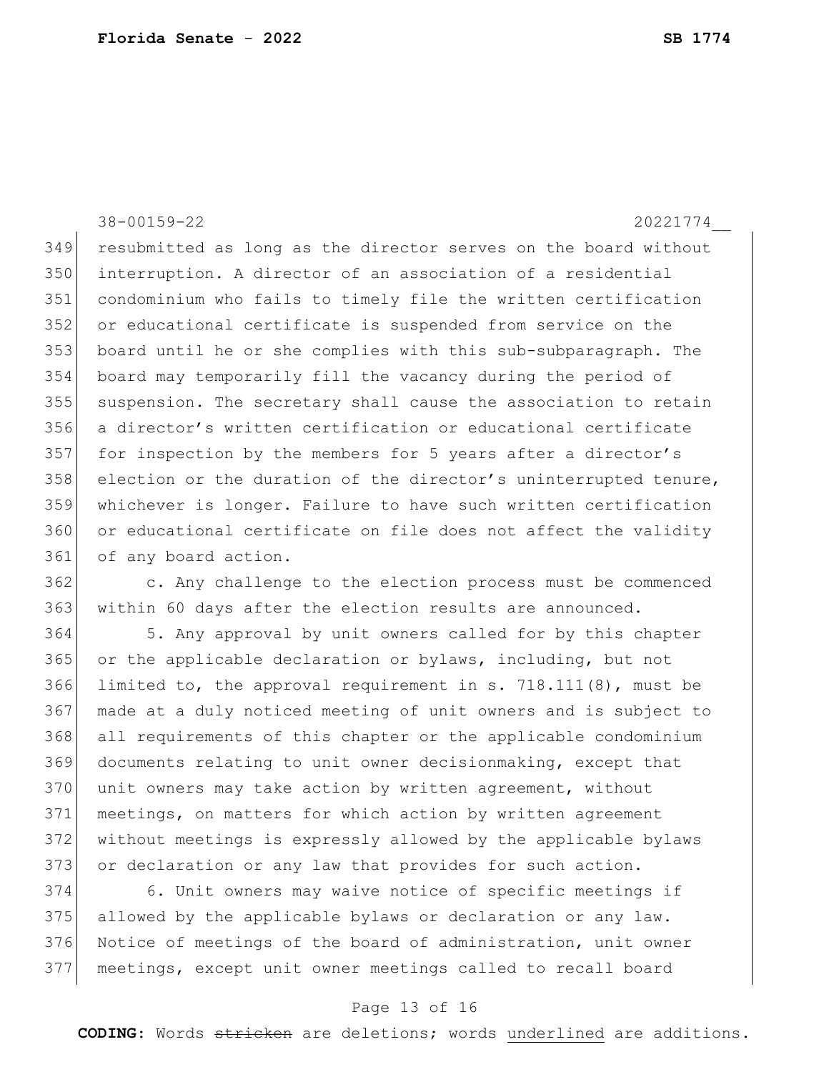resubmitted as long as the director serves on the board without interruption. A director of an association of a residential condominium who fails to timely file the written certification or educational certificate is suspended from service on the board until he or she complies with this sub-subparagraph. The board may temporarily fill the vacancy during the period of suspension. The secretary shall cause the association to retain a director's written certification or educational certificate for inspection by the members for 5 years after a director's election or the duration of the director's uninterrupted tenure, whichever is longer. Failure to have such written certification or educational certificate on file does not affect the validity of any board action.

c. Any challenge to the election process must be commenced within 60 days after the election results are announced.

5. Any approval by unit owners called for by this chapter or the applicable declaration or bylaws, including, but not limited to, the approval requirement in s. 718.111(8), must be made at a duly noticed meeting of unit owners and is subject to all requirements of this chapter or the applicable condominium documents relating to unit owner decisionmaking, except that unit owners may take action by written agreement, without meetings, on matters for which action by written agreement without meetings is expressly allowed by the applicable bylaws or declaration or any law that provides for such action.

6. Unit owners may waive notice of specific meetings if allowed by the applicable bylaws or declaration or any law. Notice of meetings of the board of administration, unit owner meetings, except unit owner meetings called to recall board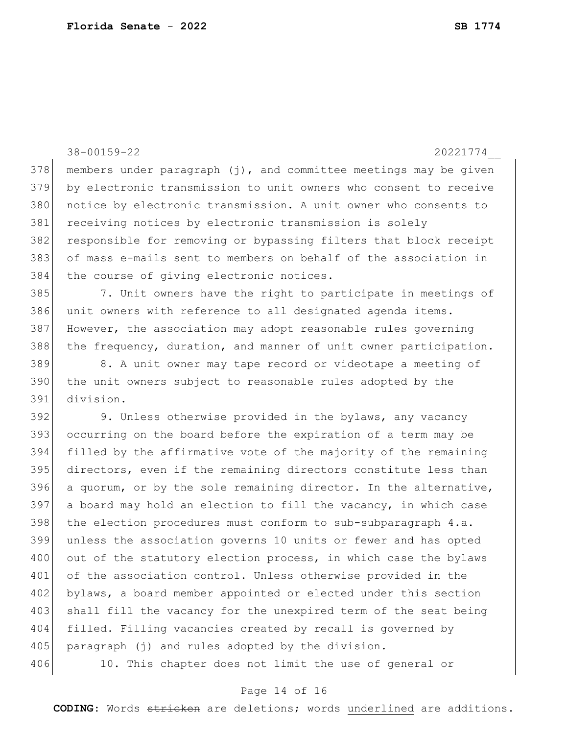members under paragraph (j), and committee meetings may be given by electronic transmission to unit owners who consent to receive notice by electronic transmission. A unit owner who consents to receiving notices by electronic transmission is solely responsible for removing or bypassing filters that block receipt of mass e-mails sent to members on behalf of the association in the course of giving electronic notices.

7. Unit owners have the right to participate in meetings of unit owners with reference to all designated agenda items. However, the association may adopt reasonable rules governing the frequency, duration, and manner of unit owner participation.

8. A unit owner may tape record or videotape a meeting of the unit owners subject to reasonable rules adopted by the division.

9. Unless otherwise provided in the bylaws, any vacancy occurring on the board before the expiration of a term may be filled by the affirmative vote of the majority of the remaining directors, even if the remaining directors constitute less than a quorum, or by the sole remaining director. In the alternative, a board may hold an election to fill the vacancy, in which case the election procedures must conform to sub-subparagraph 4.a. unless the association governs 10 units or fewer and has opted out of the statutory election process, in which case the bylaws of the association control. Unless otherwise provided in the bylaws, a board member appointed or elected under this section shall fill the vacancy for the unexpired term of the seat being filled. Filling vacancies created by recall is governed by paragraph (j) and rules adopted by the division.

10. This chapter does not limit the use of general or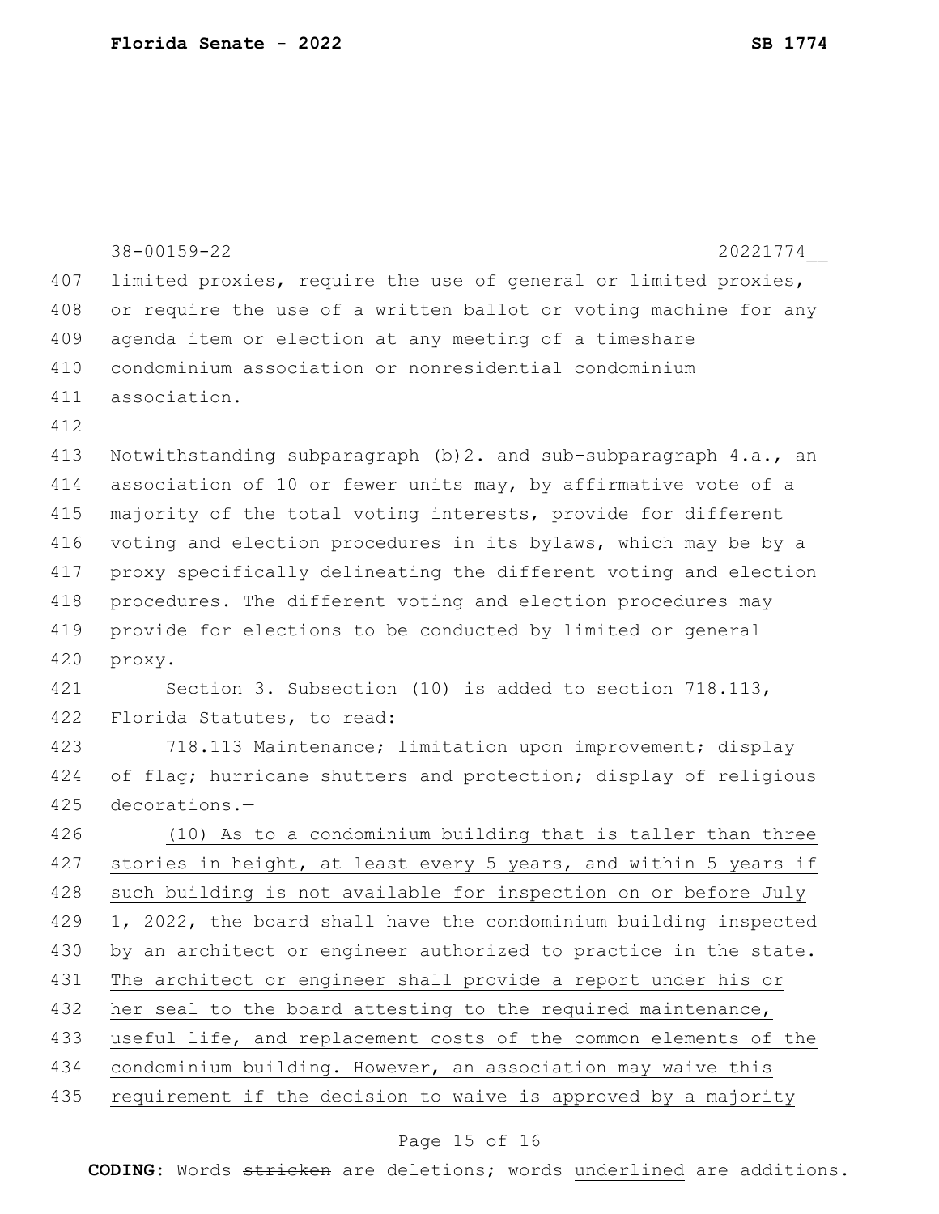limited proxies, require the use of general or limited proxies, or require the use of a written ballot or voting machine for any agenda item or election at any meeting of a timeshare condominium association or nonresidential condominium association.

Notwithstanding subparagraph (b)2. and sub-subparagraph 4.a., an association of 10 or fewer units may, by affirmative vote of a majority of the total voting interests, provide for different voting and election procedures in its bylaws, which may be by a proxy specifically delineating the different voting and election procedures. The different voting and election procedures may provide for elections to be conducted by limited or general proxy.

Section 3. Subsection (10) is added to section 718.113, Florida Statutes, to read:

718.113 Maintenance; limitation upon improvement; display of flag; hurricane shutters and protection; display of religious decorations.—

<u>(10) As to a condominium building that is taller than three stories in height, at least every 5 years, and within 5 years if such building is not available for inspection on or before July 1, 2022, the board shall have the condominium building inspected by an architect or engineer authorized to practice in the state. The architect or engineer shall provide a report under his or her seal to the board attesting to the required maintenance, useful life, and replacement costs of the common elements of the condominium building. However, an association may waive this requirement if the decision to waive is approved by a majority</u>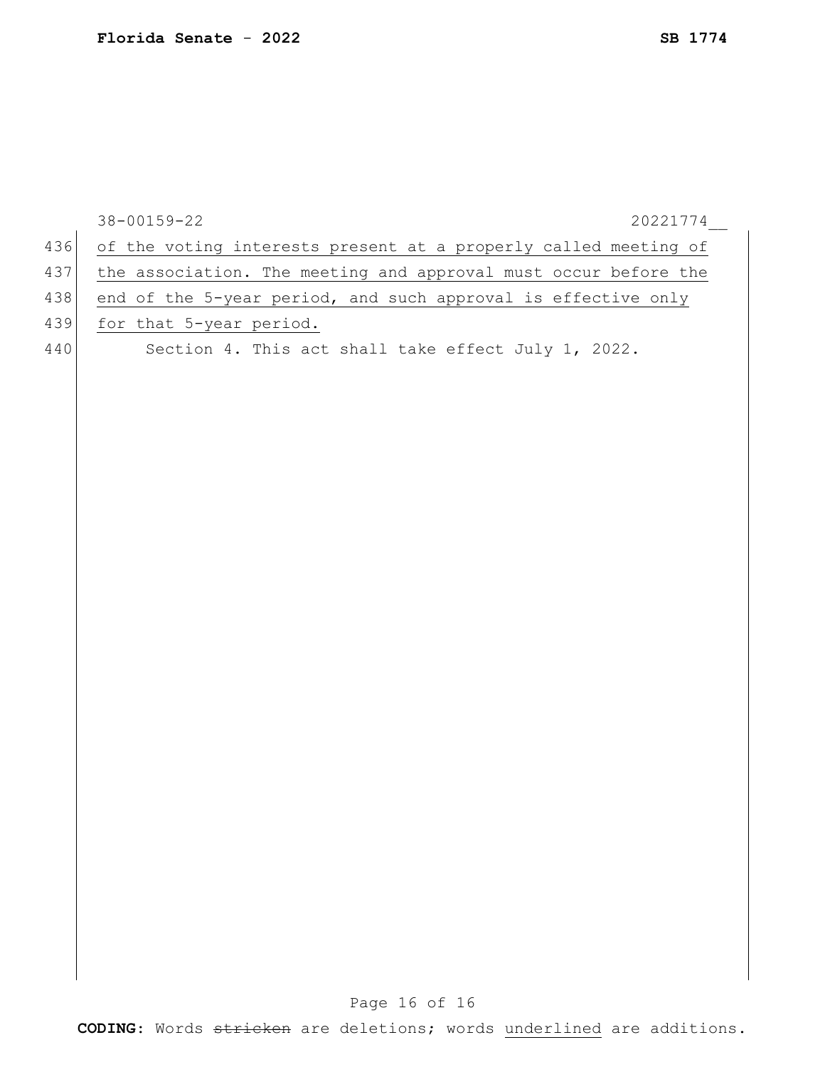38-00159-22 20221774__

436 <u>of the voting interests present at a properly called meeting of</u>
437 <u>the association. The meeting and approval must occur before the</u>
438 <u>end of the 5-year period, and such approval is effective only</u>
439 <u>for that 5-year period.</u>
440 Section 4. This act shall take effect July 1, 2022.

**CODING:** Words ~~stricken~~ are deletions; words <u>underlined</u> are additions.